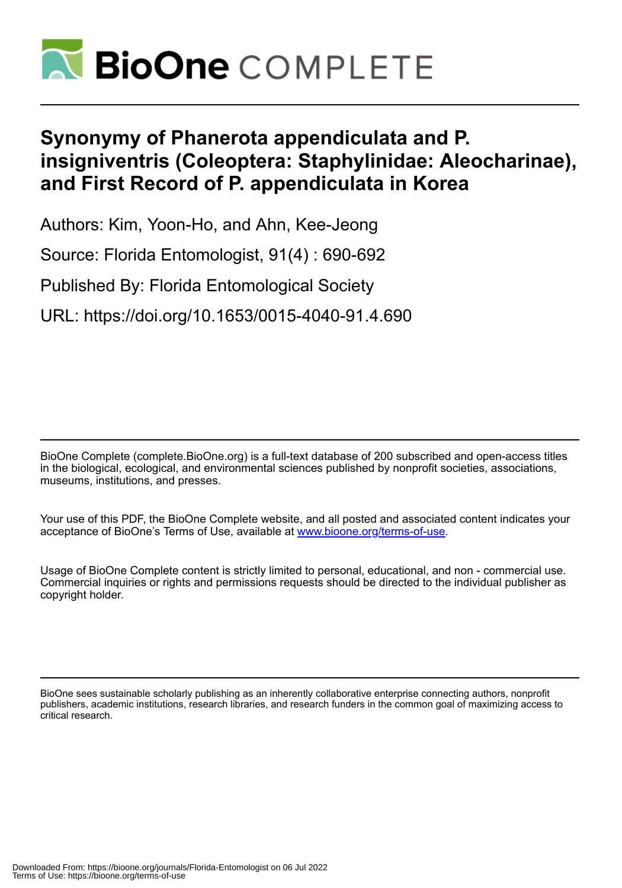# BioOne COMPLETE

## Synonymy of Phanerota appendiculata and P. insigniventris (Coleoptera: Staphylinidae: Aleocharinae), and First Record of P. appendiculata in Korea

Authors: Kim, Yoon-Ho, and Ahn, Kee-Jeong

Source: Florida Entomologist, 91(4) : 690-692

Published By: Florida Entomological Society

URL: https://doi.org/10.1653/0015-4040-91.4.690

---

BioOne Complete (complete.BioOne.org) is a full-text database of 200 subscribed and open-access titles in the biological, ecological, and environmental sciences published by nonprofit societies, associations, museums, institutions, and presses.

Your use of this PDF, the BioOne Complete website, and all posted and associated content indicates your acceptance of BioOne's Terms of Use, available at www.bioone.org/terms-of-use.

Usage of BioOne Complete content is strictly limited to personal, educational, and non - commercial use. Commercial inquiries or rights and permissions requests should be directed to the individual publisher as copyright holder.

---

BioOne sees sustainable scholarly publishing as an inherently collaborative enterprise connecting authors, nonprofit publishers, academic institutions, research libraries, and research funders in the common goal of maximizing access to critical research.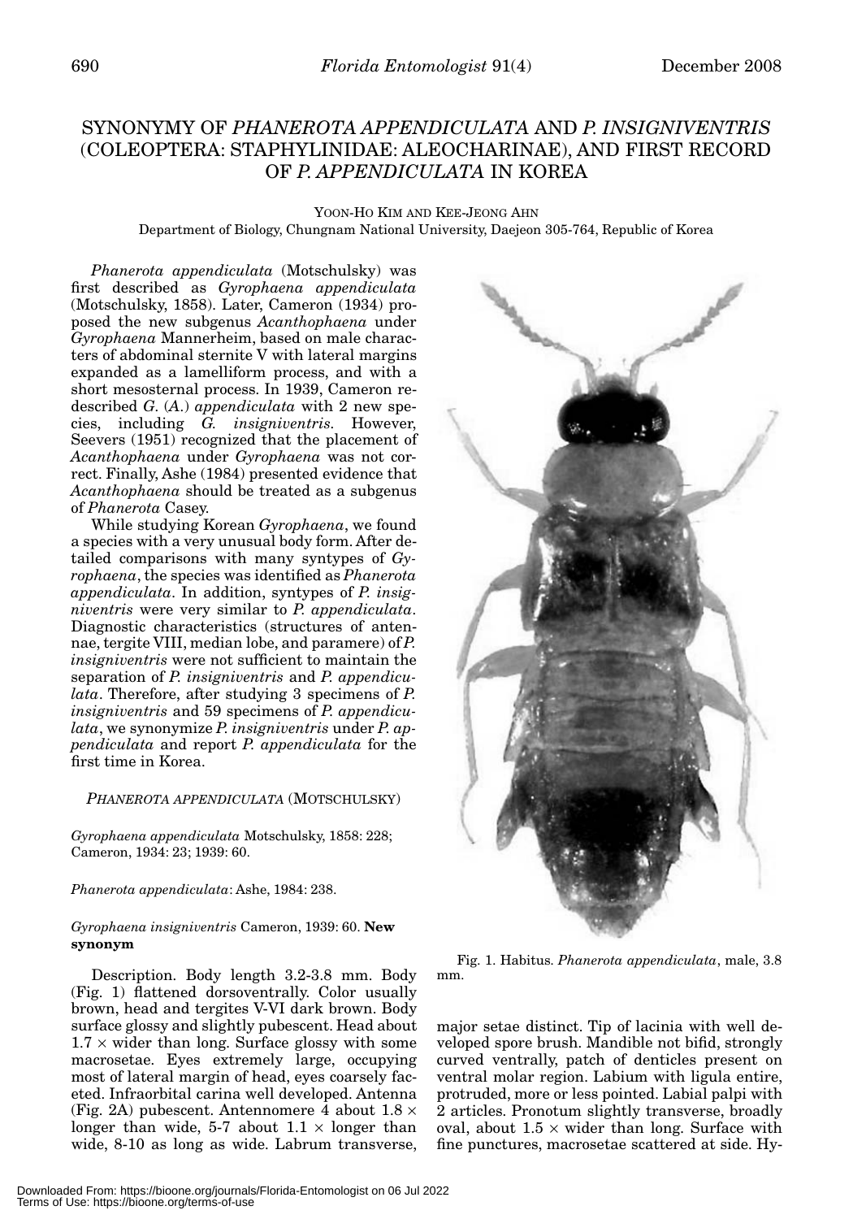# SYNONYMY OF *PHANEROTA APPENDICULATA* AND *P. INSIGNIVENTRIS* (COLEOPTERA: STAPHYLINIDAE: ALEOCHARINAE), AND FIRST RECORD OF *P. APPENDICULATA* IN KOREA

YOON-HO KIM AND KEE-JEONG AHN

Department of Biology, Chungnam National University, Daejeon 305-764, Republic of Korea

*Phanerota appendiculata* (Motschulsky) was first described as *Gyrophaena appendiculata* (Motschulsky, 1858). Later, Cameron (1934) proposed the new subgenus *Acanthophaena* under *Gyrophaena* Mannerheim, based on male characters of abdominal sternite V with lateral margins expanded as a lamelliform process, and with a short mesosternal process. In 1939, Cameron redescribed *G.* (*A.*) *appendiculata* with 2 new species, including *G. insigniventris*. However, Seevers (1951) recognized that the placement of *Acanthophaena* under *Gyrophaena* was not correct. Finally, Ashe (1984) presented evidence that *Acanthophaena* should be treated as a subgenus of *Phanerota* Casey.

While studying Korean *Gyrophaena*, we found a species with a very unusual body form. After detailed comparisons with many syntypes of *Gyrophaena*, the species was identified as *Phanerota appendiculata*. In addition, syntypes of *P. insigniventris* were very similar to *P. appendiculata*. Diagnostic characteristics (structures of antennae, tergite VIII, median lobe, and paramere) of *P. insigniventris* were not sufficient to maintain the separation of *P. insigniventris* and *P. appendiculata*. Therefore, after studying 3 specimens of *P. insigniventris* and 59 specimens of *P. appendiculata*, we synonymize *P. insigniventris* under *P. appendiculata* and report *P. appendiculata* for the first time in Korea.

*PHANEROTA APPENDICULATA* (MOTSCHULSKY)

*Gyrophaena appendiculata* Motschulsky, 1858: 228; Cameron, 1934: 23; 1939: 60.

*Phanerota appendiculata*: Ashe, 1984: 238.

*Gyrophaena insigniventris* Cameron, 1939: 60. **New synonym**

Description. Body length 3.2-3.8 mm. Body (Fig. 1) flattened dorsoventrally. Color usually brown, head and tergites V-VI dark brown. Body surface glossy and slightly pubescent. Head about $1.7 \times$ wider than long. Surface glossy with some macrosetae. Eyes extremely large, occupying most of lateral margin of head, eyes coarsely faceted. Infraorbital carina well developed. Antenna (Fig. 2A) pubescent. Antennomere 4 about $1.8 \times$ longer than wide, 5-7 about $1.1 \times$ longer than wide, 8-10 as long as wide. Labrum transverse, major setae distinct. Tip of lacinia with well developed spore brush. Mandible not bifid, strongly curved ventrally, patch of denticles present on ventral molar region. Labium with ligula entire, protruded, more or less pointed. Labial palpi with 2 articles. Pronotum slightly transverse, broadly oval, about $1.5 \times$ wider than long. Surface with fine punctures, macrosetae scattered at side. Hy-

Fig. 1. Habitus. *Phanerota appendiculata*, male, 3.8 mm.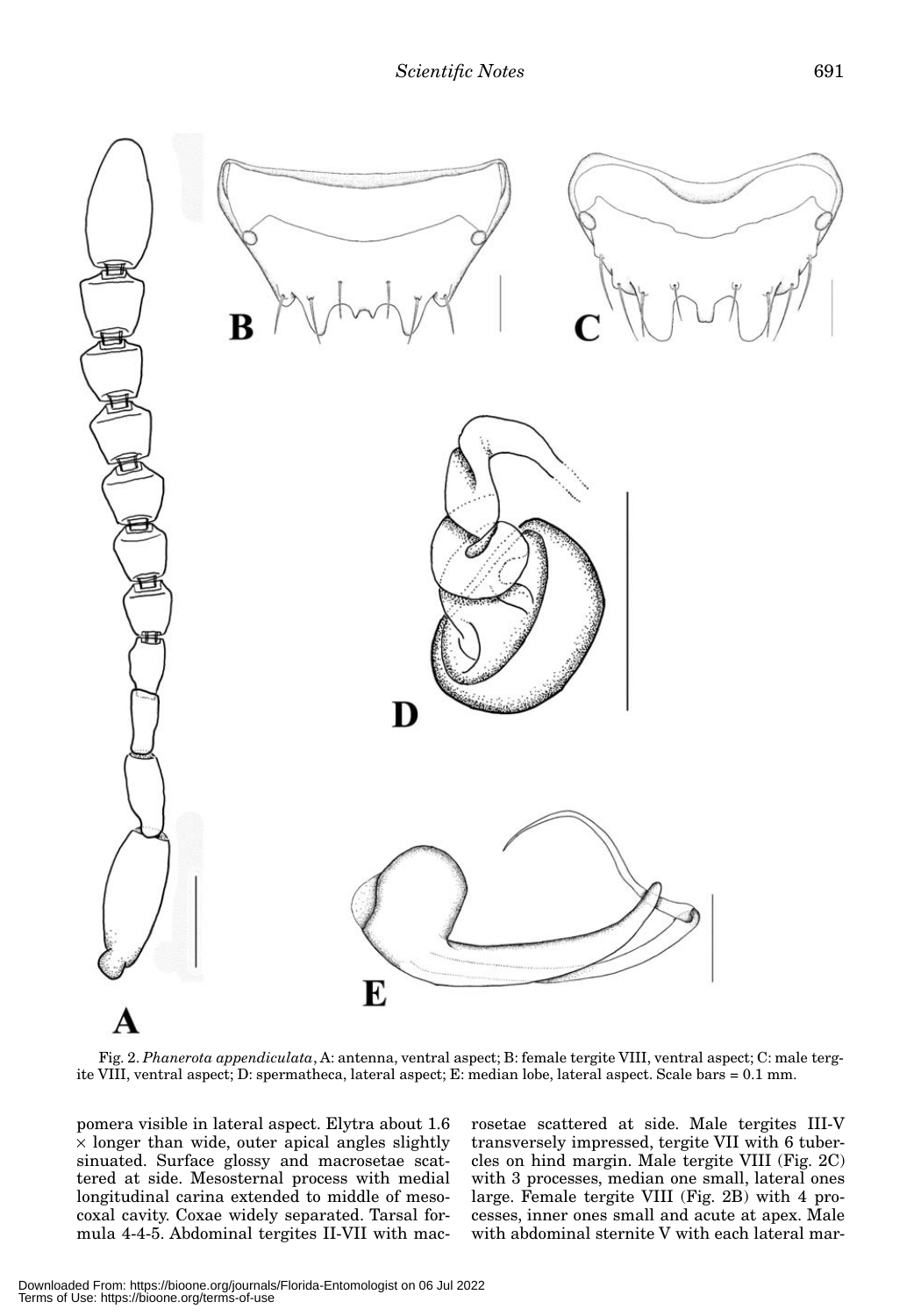Fig. 2. *Phanerota appendiculata*, A: antenna, ventral aspect; B: female tergite VIII, ventral aspect; C: male tergite VIII, ventral aspect; D: spermatheca, lateral aspect; E: median lobe, lateral aspect. Scale bars = 0.1 mm.

pomera visible in lateral aspect. Elytra about 1.6 × longer than wide, outer apical angles slightly sinuated. Surface glossy and macrosetae scattered at side. Mesosternal process with medial longitudinal carina extended to middle of mesocoxal cavity. Coxae widely separated. Tarsal formula 4-4-5. Abdominal tergites II-VII with macrosetae scattered at side. Male tergites III-V transversely impressed, tergite VII with 6 tubercles on hind margin. Male tergite VIII (Fig. 2C) with 3 processes, median one small, lateral ones large. Female tergite VIII (Fig. 2B) with 4 processes, inner ones small and acute at apex. Male with abdominal sternite V with each lateral mar-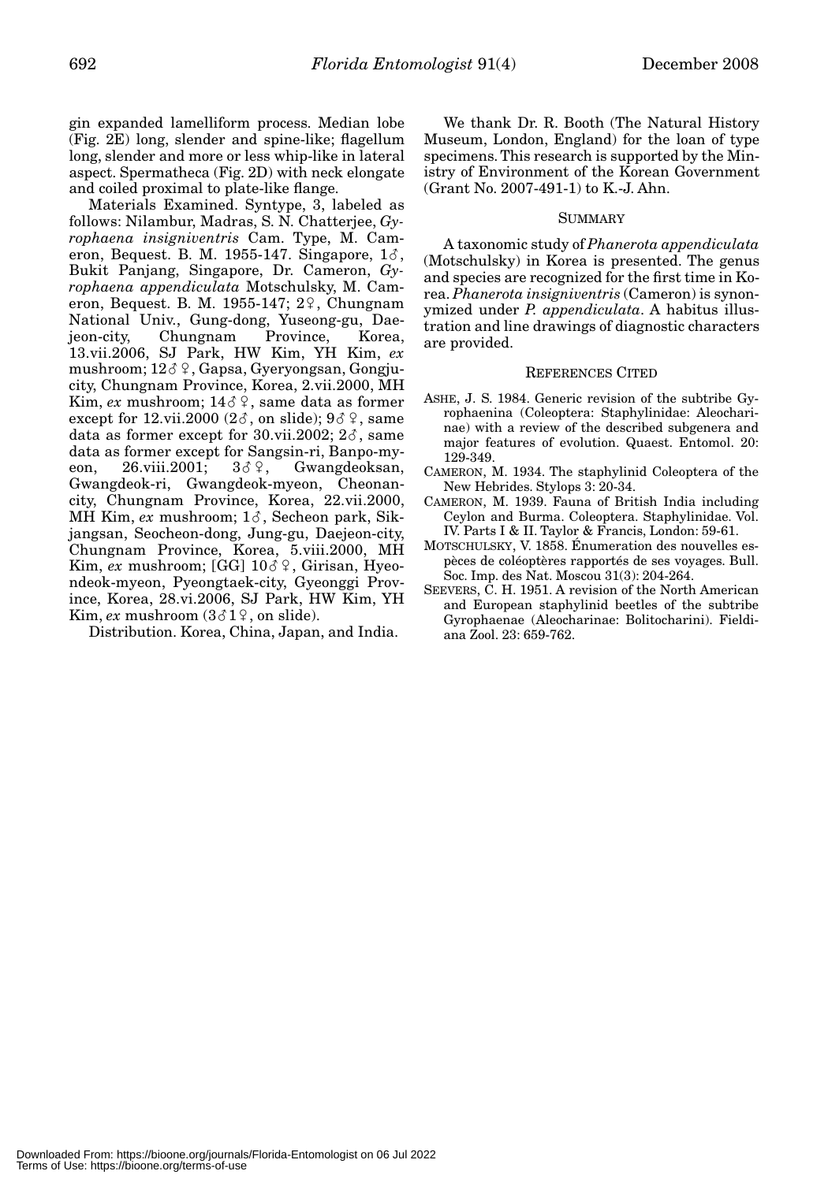gin expanded lamelliform process. Median lobe (Fig. 2E) long, slender and spine-like; flagellum long, slender and more or less whip-like in lateral aspect. Spermatheca (Fig. 2D) with neck elongate and coiled proximal to plate-like flange.

Materials Examined. Syntype, 3, labeled as follows: Nilambur, Madras, S. N. Chatterjee, *Gyrophaena insigniventris* Cam. Type, M. Cameron, Bequest. B. M. 1955-147. Singapore, 1♂, Bukit Panjang, Singapore, Dr. Cameron, *Gyrophaena appendiculata* Motschulsky, M. Cameron, Bequest. B. M. 1955-147; 2♀, Chungnam National Univ., Gung-dong, Yuseong-gu, Daejeon-city, Chungnam Province, Korea, 13.vii.2006, SJ Park, HW Kim, YH Kim, *ex* mushroom; 12♂♀, Gapsa, Gyeryongsan, Gongju-city, Chungnam Province, Korea, 2.vii.2000, MH Kim, *ex* mushroom; 14♂♀, same data as former except for 12.vii.2000 (2♂, on slide); 9♂♀, same data as former except for 30.vii.2002; 2♂, same data as former except for Sangsin-ri, Banpo-myeon, 26.viii.2001; 3♂♀, Gwangdeoksan, Gwangdeok-ri, Gwangdeok-myeon, Cheonan-city, Chungnam Province, Korea, 22.vii.2000, MH Kim, *ex* mushroom; 1♂, Secheon park, Sikjangsan, Seocheon-dong, Jung-gu, Daejeon-city, Chungnam Province, Korea, 5.viii.2000, MH Kim, *ex* mushroom; [GG] 10♂♀, Girisan, Hyeondeok-myeon, Pyeongtaek-city, Gyeonggi Province, Korea, 28.vi.2006, SJ Park, HW Kim, YH Kim, *ex* mushroom (3♂1♀, on slide).

Distribution. Korea, China, Japan, and India.

We thank Dr. R. Booth (The Natural History Museum, London, England) for the loan of type specimens. This research is supported by the Ministry of Environment of the Korean Government (Grant No. 2007-491-1) to K.-J. Ahn.

## Summary

A taxonomic study of *Phanerota appendiculata* (Motschulsky) in Korea is presented. The genus and species are recognized for the first time in Korea. *Phanerota insigniventris* (Cameron) is synonymized under *P. appendiculata*. A habitus illustration and line drawings of diagnostic characters are provided.

## References Cited

ASHE, J. S. 1984. Generic revision of the subtribe Gyrophaenina (Coleoptera: Staphylinidae: Aleocharinae) with a review of the described subgenera and major features of evolution. Quaest. Entomol. 20: 129-349.

CAMERON, M. 1934. The staphylinid Coleoptera of the New Hebrides. Stylops 3: 20-34.

CAMERON, M. 1939. Fauna of British India including Ceylon and Burma. Coleoptera. Staphylinidae. Vol. IV. Parts I & II. Taylor & Francis, London: 59-61.

MOTSCHULSKY, V. 1858. Énumeration des nouvelles espèces de coléoptères rapportés de ses voyages. Bull. Soc. Imp. des Nat. Moscou 31(3): 204-264.

SEEVERS, C. H. 1951. A revision of the North American and European staphylinid beetles of the subtribe Gyrophaenae (Aleocharinae: Bolitocharini). Fieldiana Zool. 23: 659-762.